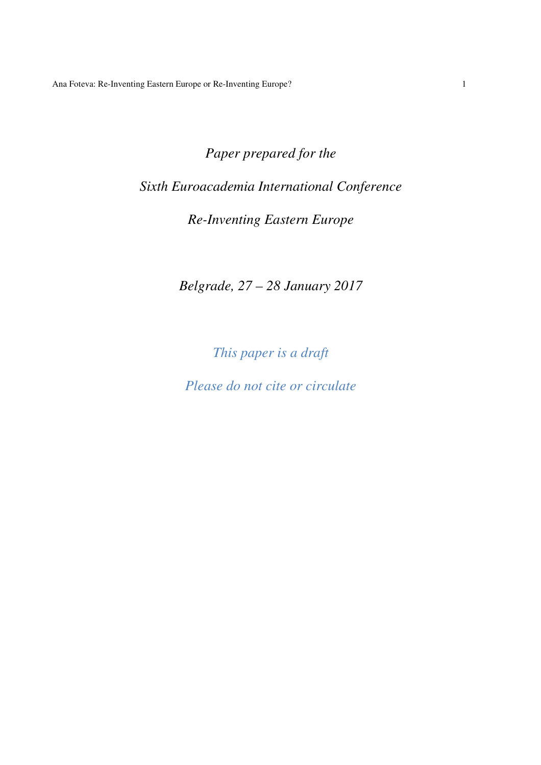*Paper prepared for the*

*Sixth Euroacademia International Conference*

*Re-Inventing Eastern Europe*

*Belgrade, 27 – 28 January 2017*

*This paper is a draft*

*Please do not cite or circulate*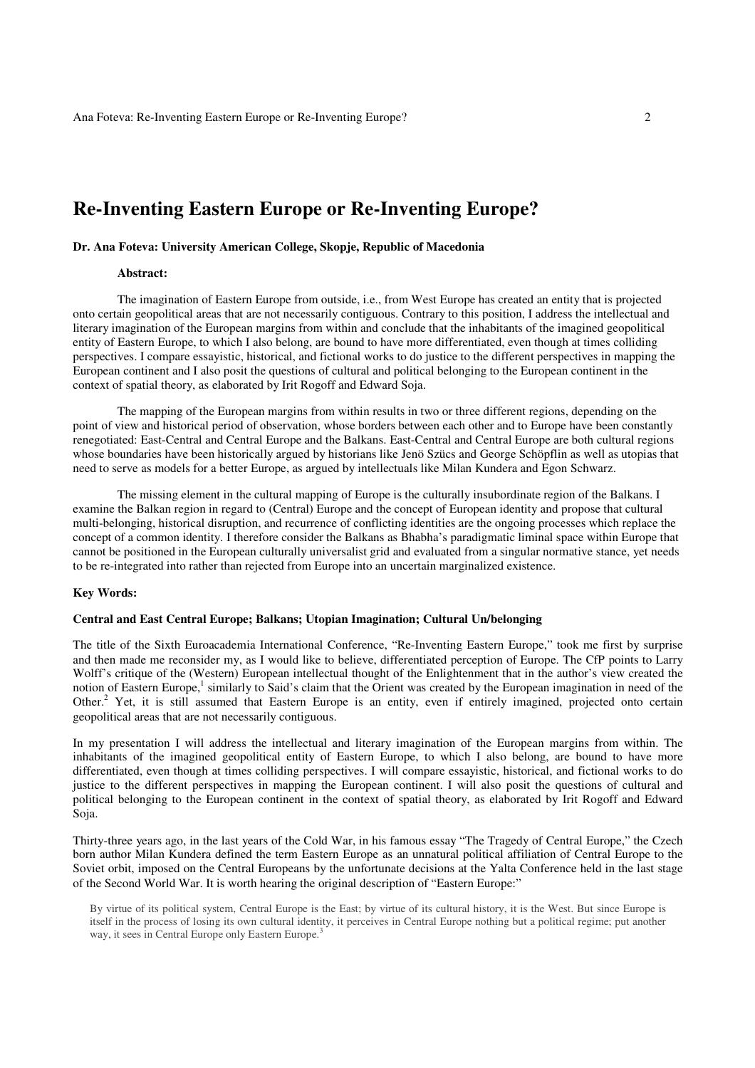# Re-Inventing Eastern Europe or Re-Inventing Europe?

**Dr. Ana Foteva: University American College, Skopje, Republic of Macedonia**

**Abstract:**

The imagination of Eastern Europe from outside, i.e., from West Europe has created an entity that is projected onto certain geopolitical areas that are not necessarily contiguous. Contrary to this position, I address the intellectual and literary imagination of the European margins from within and conclude that the inhabitants of the imagined geopolitical entity of Eastern Europe, to which I also belong, are bound to have more differentiated, even though at times colliding perspectives. I compare essayistic, historical, and fictional works to do justice to the different perspectives in mapping the European continent and I also posit the questions of cultural and political belonging to the European continent in the context of spatial theory, as elaborated by Irit Rogoff and Edward Soja.

The mapping of the European margins from within results in two or three different regions, depending on the point of view and historical period of observation, whose borders between each other and to Europe have been constantly renegotiated: East-Central and Central Europe and the Balkans. East-Central and Central Europe are both cultural regions whose boundaries have been historically argued by historians like Jenö Szücs and George Schöpflin as well as utopias that need to serve as models for a better Europe, as argued by intellectuals like Milan Kundera and Egon Schwarz.

The missing element in the cultural mapping of Europe is the culturally insubordinate region of the Balkans. I examine the Balkan region in regard to (Central) Europe and the concept of European identity and propose that cultural multi-belonging, historical disruption, and recurrence of conflicting identities are the ongoing processes which replace the concept of a common identity. I therefore consider the Balkans as Bhabha's paradigmatic liminal space within Europe that cannot be positioned in the European culturally universalist grid and evaluated from a singular normative stance, yet needs to be re-integrated into rather than rejected from Europe into an uncertain marginalized existence.

**Key Words:**

**Central and East Central Europe; Balkans; Utopian Imagination; Cultural Un/belonging**

The title of the Sixth Euroacademia International Conference, "Re-Inventing Eastern Europe," took me first by surprise and then made me reconsider my, as I would like to believe, differentiated perception of Europe. The CfP points to Larry Wolff's critique of the (Western) European intellectual thought of the Enlightenment that in the author's view created the notion of Eastern Europe,[1] similarly to Said's claim that the Orient was created by the European imagination in need of the Other.[2] Yet, it is still assumed that Eastern Europe is an entity, even if entirely imagined, projected onto certain geopolitical areas that are not necessarily contiguous.

In my presentation I will address the intellectual and literary imagination of the European margins from within. The inhabitants of the imagined geopolitical entity of Eastern Europe, to which I also belong, are bound to have more differentiated, even though at times colliding perspectives. I will compare essayistic, historical, and fictional works to do justice to the different perspectives in mapping the European continent. I will also posit the questions of cultural and political belonging to the European continent in the context of spatial theory, as elaborated by Irit Rogoff and Edward Soja.

Thirty-three years ago, in the last years of the Cold War, in his famous essay "The Tragedy of Central Europe," the Czech born author Milan Kundera defined the term Eastern Europe as an unnatural political affiliation of Central Europe to the Soviet orbit, imposed on the Central Europeans by the unfortunate decisions at the Yalta Conference held in the last stage of the Second World War. It is worth hearing the original description of "Eastern Europe:"

> By virtue of its political system, Central Europe is the East; by virtue of its cultural history, it is the West. But since Europe is itself in the process of losing its own cultural identity, it perceives in Central Europe nothing but a political regime; put another way, it sees in Central Europe only Eastern Europe.[3]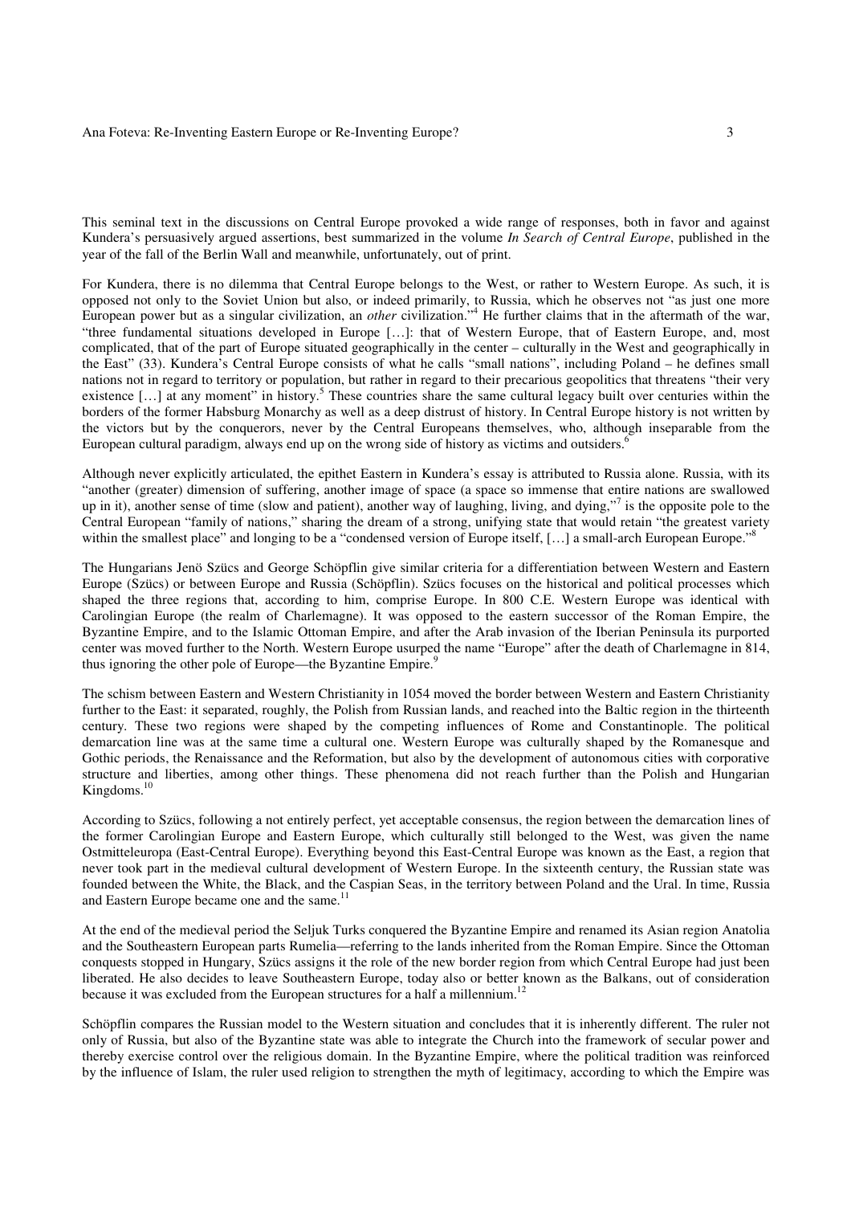This seminal text in the discussions on Central Europe provoked a wide range of responses, both in favor and against Kundera's persuasively argued assertions, best summarized in the volume *In Search of Central Europe*, published in the year of the fall of the Berlin Wall and meanwhile, unfortunately, out of print.

For Kundera, there is no dilemma that Central Europe belongs to the West, or rather to Western Europe. As such, it is opposed not only to the Soviet Union but also, or indeed primarily, to Russia, which he observes not "as just one more European power but as a singular civilization, an *other* civilization."[4] He further claims that in the aftermath of the war, "three fundamental situations developed in Europe […]: that of Western Europe, that of Eastern Europe, and, most complicated, that of the part of Europe situated geographically in the center – culturally in the West and geographically in the East" (33). Kundera's Central Europe consists of what he calls "small nations", including Poland – he defines small nations not in regard to territory or population, but rather in regard to their precarious geopolitics that threatens "their very existence […] at any moment" in history.[5] These countries share the same cultural legacy built over centuries within the borders of the former Habsburg Monarchy as well as a deep distrust of history. In Central Europe history is not written by the victors but by the conquerors, never by the Central Europeans themselves, who, although inseparable from the European cultural paradigm, always end up on the wrong side of history as victims and outsiders.[6]

Although never explicitly articulated, the epithet Eastern in Kundera's essay is attributed to Russia alone. Russia, with its "another (greater) dimension of suffering, another image of space (a space so immense that entire nations are swallowed up in it), another sense of time (slow and patient), another way of laughing, living, and dying,"[7] is the opposite pole to the Central European "family of nations," sharing the dream of a strong, unifying state that would retain "the greatest variety within the smallest place" and longing to be a "condensed version of Europe itself, […] a small-arch European Europe."[8]

The Hungarians Jenö Szücs and George Schöpflin give similar criteria for a differentiation between Western and Eastern Europe (Szücs) or between Europe and Russia (Schöpflin). Szücs focuses on the historical and political processes which shaped the three regions that, according to him, comprise Europe. In 800 C.E. Western Europe was identical with Carolingian Europe (the realm of Charlemagne). It was opposed to the eastern successor of the Roman Empire, the Byzantine Empire, and to the Islamic Ottoman Empire, and after the Arab invasion of the Iberian Peninsula its purported center was moved further to the North. Western Europe usurped the name "Europe" after the death of Charlemagne in 814, thus ignoring the other pole of Europe—the Byzantine Empire.[9]

The schism between Eastern and Western Christianity in 1054 moved the border between Western and Eastern Christianity further to the East: it separated, roughly, the Polish from Russian lands, and reached into the Baltic region in the thirteenth century. These two regions were shaped by the competing influences of Rome and Constantinople. The political demarcation line was at the same time a cultural one. Western Europe was culturally shaped by the Romanesque and Gothic periods, the Renaissance and the Reformation, but also by the development of autonomous cities with corporative structure and liberties, among other things. These phenomena did not reach further than the Polish and Hungarian Kingdoms.[10]

According to Szücs, following a not entirely perfect, yet acceptable consensus, the region between the demarcation lines of the former Carolingian Europe and Eastern Europe, which culturally still belonged to the West, was given the name Ostmitteleuropa (East-Central Europe). Everything beyond this East-Central Europe was known as the East, a region that never took part in the medieval cultural development of Western Europe. In the sixteenth century, the Russian state was founded between the White, the Black, and the Caspian Seas, in the territory between Poland and the Ural. In time, Russia and Eastern Europe became one and the same.[11]

At the end of the medieval period the Seljuk Turks conquered the Byzantine Empire and renamed its Asian region Anatolia and the Southeastern European parts Rumelia—referring to the lands inherited from the Roman Empire. Since the Ottoman conquests stopped in Hungary, Szücs assigns it the role of the new border region from which Central Europe had just been liberated. He also decides to leave Southeastern Europe, today also or better known as the Balkans, out of consideration because it was excluded from the European structures for a half a millennium.[12]

Schöpflin compares the Russian model to the Western situation and concludes that it is inherently different. The ruler not only of Russia, but also of the Byzantine state was able to integrate the Church into the framework of secular power and thereby exercise control over the religious domain. In the Byzantine Empire, where the political tradition was reinforced by the influence of Islam, the ruler used religion to strengthen the myth of legitimacy, according to which the Empire was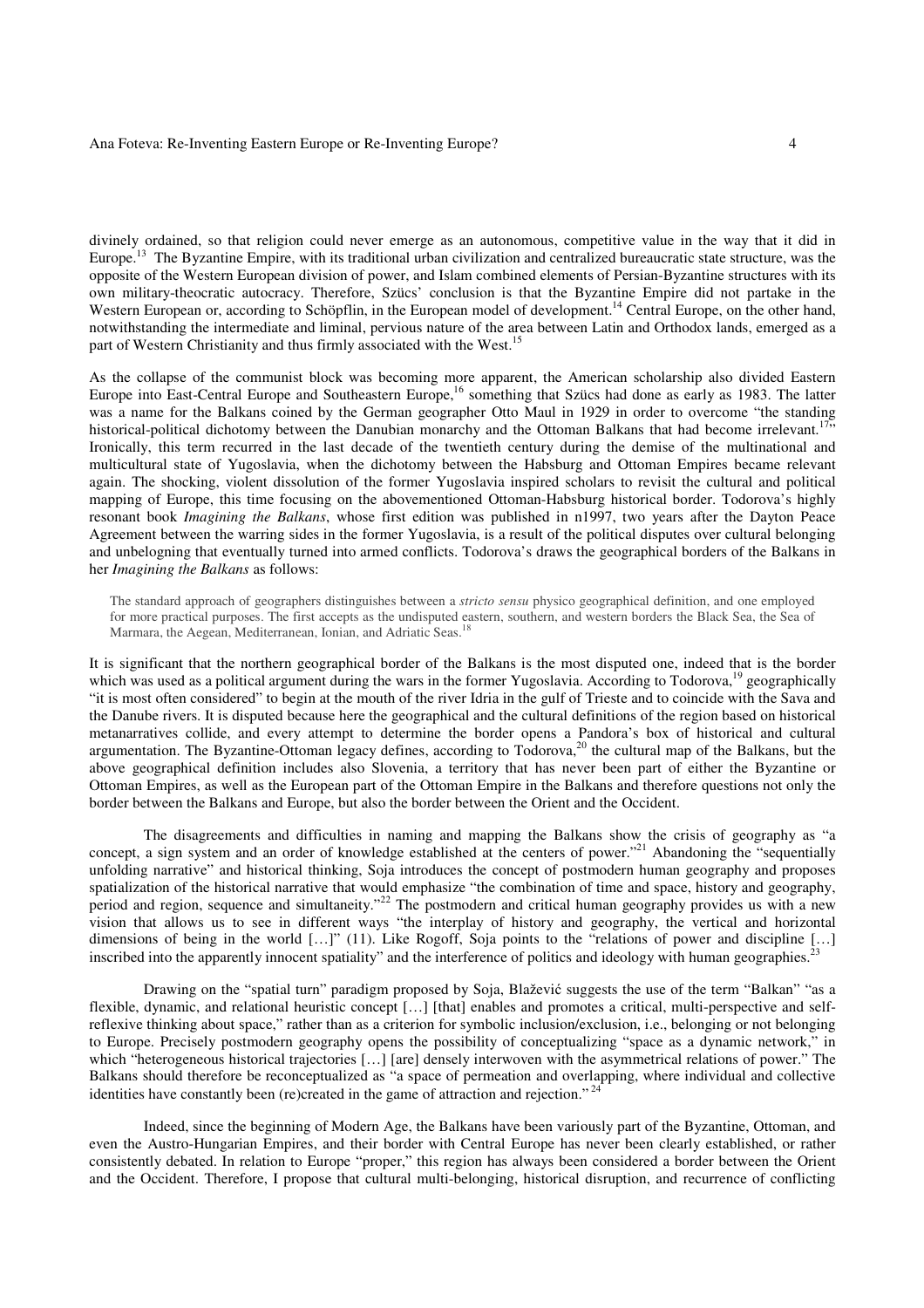divinely ordained, so that religion could never emerge as an autonomous, competitive value in the way that it did in Europe.[13] The Byzantine Empire, with its traditional urban civilization and centralized bureaucratic state structure, was the opposite of the Western European division of power, and Islam combined elements of Persian-Byzantine structures with its own military-theocratic autocracy. Therefore, Szücs' conclusion is that the Byzantine Empire did not partake in the Western European or, according to Schöpflin, in the European model of development.[14] Central Europe, on the other hand, notwithstanding the intermediate and liminal, pervious nature of the area between Latin and Orthodox lands, emerged as a part of Western Christianity and thus firmly associated with the West.[15]

As the collapse of the communist block was becoming more apparent, the American scholarship also divided Eastern Europe into East-Central Europe and Southeastern Europe,[16] something that Szücs had done as early as 1983. The latter was a name for the Balkans coined by the German geographer Otto Maul in 1929 in order to overcome "the standing historical-political dichotomy between the Danubian monarchy and the Ottoman Balkans that had become irrelevant.[17]" Ironically, this term recurred in the last decade of the twentieth century during the demise of the multinational and multicultural state of Yugoslavia, when the dichotomy between the Habsburg and Ottoman Empires became relevant again. The shocking, violent dissolution of the former Yugoslavia inspired scholars to revisit the cultural and political mapping of Europe, this time focusing on the abovementioned Ottoman-Habsburg historical border. Todorova's highly resonant book *Imagining the Balkans*, whose first edition was published in n1997, two years after the Dayton Peace Agreement between the warring sides in the former Yugoslavia, is a result of the political disputes over cultural belonging and unbelonging that eventually turned into armed conflicts. Todorova's draws the geographical borders of the Balkans in her *Imagining the Balkans* as follows:

> The standard approach of geographers distinguishes between a *stricto sensu* physico geographical definition, and one employed for more practical purposes. The first accepts as the undisputed eastern, southern, and western borders the Black Sea, the Sea of Marmara, the Aegean, Mediterranean, Ionian, and Adriatic Seas.[18]

It is significant that the northern geographical border of the Balkans is the most disputed one, indeed that is the border which was used as a political argument during the wars in the former Yugoslavia. According to Todorova,[19] geographically "it is most often considered" to begin at the mouth of the river Idria in the gulf of Trieste and to coincide with the Sava and the Danube rivers. It is disputed because here the geographical and the cultural definitions of the region based on historical metanarratives collide, and every attempt to determine the border opens a Pandora's box of historical and cultural argumentation. The Byzantine-Ottoman legacy defines, according to Todorova,[20] the cultural map of the Balkans, but the above geographical definition includes also Slovenia, a territory that has never been part of either the Byzantine or Ottoman Empires, as well as the European part of the Ottoman Empire in the Balkans and therefore questions not only the border between the Balkans and Europe, but also the border between the Orient and the Occident.

The disagreements and difficulties in naming and mapping the Balkans show the crisis of geography as "a concept, a sign system and an order of knowledge established at the centers of power."[21] Abandoning the "sequentially unfolding narrative" and historical thinking, Soja introduces the concept of postmodern human geography and proposes spatialization of the historical narrative that would emphasize "the combination of time and space, history and geography, period and region, sequence and simultaneity."[22] The postmodern and critical human geography provides us with a new vision that allows us to see in different ways "the interplay of history and geography, the vertical and horizontal dimensions of being in the world […]" (11). Like Rogoff, Soja points to the "relations of power and discipline […] inscribed into the apparently innocent spatiality" and the interference of politics and ideology with human geographies.[23]

Drawing on the "spatial turn" paradigm proposed by Soja, Blažević suggests the use of the term "Balkan" "as a flexible, dynamic, and relational heuristic concept […] [that] enables and promotes a critical, multi-perspective and self-reflexive thinking about space," rather than as a criterion for symbolic inclusion/exclusion, i.e., belonging or not belonging to Europe. Precisely postmodern geography opens the possibility of conceptualizing "space as a dynamic network," in which "heterogeneous historical trajectories […] [are] densely interwoven with the asymmetrical relations of power." The Balkans should therefore be reconceptualized as "a space of permeation and overlapping, where individual and collective identities have constantly been (re)created in the game of attraction and rejection."[24]

Indeed, since the beginning of Modern Age, the Balkans have been variously part of the Byzantine, Ottoman, and even the Austro-Hungarian Empires, and their border with Central Europe has never been clearly established, or rather consistently debated. In relation to Europe "proper," this region has always been considered a border between the Orient and the Occident. Therefore, I propose that cultural multi-belonging, historical disruption, and recurrence of conflicting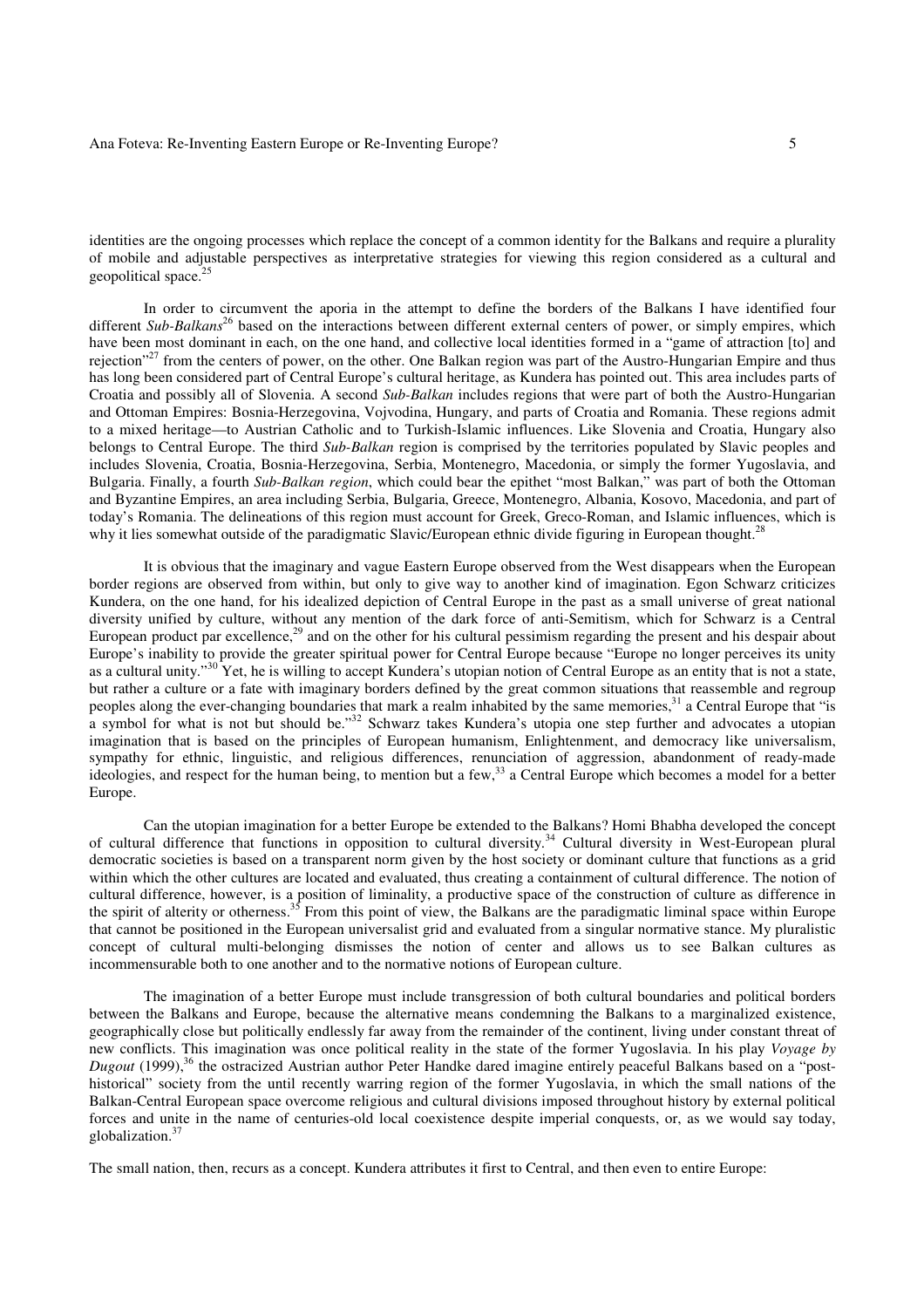identities are the ongoing processes which replace the concept of a common identity for the Balkans and require a plurality of mobile and adjustable perspectives as interpretative strategies for viewing this region considered as a cultural and geopolitical space.[25]

In order to circumvent the aporia in the attempt to define the borders of the Balkans I have identified four different *Sub-Balkans*[26] based on the interactions between different external centers of power, or simply empires, which have been most dominant in each, on the one hand, and collective local identities formed in a "game of attraction [to] and rejection"[27] from the centers of power, on the other. One Balkan region was part of the Austro-Hungarian Empire and thus has long been considered part of Central Europe's cultural heritage, as Kundera has pointed out. This area includes parts of Croatia and possibly all of Slovenia. A second *Sub-Balkan* includes regions that were part of both the Austro-Hungarian and Ottoman Empires: Bosnia-Herzegovina, Vojvodina, Hungary, and parts of Croatia and Romania. These regions admit to a mixed heritage—to Austrian Catholic and to Turkish-Islamic influences. Like Slovenia and Croatia, Hungary also belongs to Central Europe. The third *Sub-Balkan* region is comprised by the territories populated by Slavic peoples and includes Slovenia, Croatia, Bosnia-Herzegovina, Serbia, Montenegro, Macedonia, or simply the former Yugoslavia, and Bulgaria. Finally, a fourth *Sub-Balkan region*, which could bear the epithet "most Balkan," was part of both the Ottoman and Byzantine Empires, an area including Serbia, Bulgaria, Greece, Montenegro, Albania, Kosovo, Macedonia, and part of today's Romania. The delineations of this region must account for Greek, Greco-Roman, and Islamic influences, which is why it lies somewhat outside of the paradigmatic Slavic/European ethnic divide figuring in European thought.[28]

It is obvious that the imaginary and vague Eastern Europe observed from the West disappears when the European border regions are observed from within, but only to give way to another kind of imagination. Egon Schwarz criticizes Kundera, on the one hand, for his idealized depiction of Central Europe in the past as a small universe of great national diversity unified by culture, without any mention of the dark force of anti-Semitism, which for Schwarz is a Central European product par excellence,[29] and on the other for his cultural pessimism regarding the present and his despair about Europe's inability to provide the greater spiritual power for Central Europe because "Europe no longer perceives its unity as a cultural unity."[30] Yet, he is willing to accept Kundera's utopian notion of Central Europe as an entity that is not a state, but rather a culture or a fate with imaginary borders defined by the great common situations that reassemble and regroup peoples along the ever-changing boundaries that mark a realm inhabited by the same memories,[31] a Central Europe that "is a symbol for what is not but should be."[32] Schwarz takes Kundera's utopia one step further and advocates a utopian imagination that is based on the principles of European humanism, Enlightenment, and democracy like universalism, sympathy for ethnic, linguistic, and religious differences, renunciation of aggression, abandonment of ready-made ideologies, and respect for the human being, to mention but a few,[33] a Central Europe which becomes a model for a better Europe.

Can the utopian imagination for a better Europe be extended to the Balkans? Homi Bhabha developed the concept of cultural difference that functions in opposition to cultural diversity.[34] Cultural diversity in West-European plural democratic societies is based on a transparent norm given by the host society or dominant culture that functions as a grid within which the other cultures are located and evaluated, thus creating a containment of cultural difference. The notion of cultural difference, however, is a position of liminality, a productive space of the construction of culture as difference in the spirit of alterity or otherness.[35] From this point of view, the Balkans are the paradigmatic liminal space within Europe that cannot be positioned in the European universalist grid and evaluated from a singular normative stance. My pluralistic concept of cultural multi-belonging dismisses the notion of center and allows us to see Balkan cultures as incommensurable both to one another and to the normative notions of European culture.

The imagination of a better Europe must include transgression of both cultural boundaries and political borders between the Balkans and Europe, because the alternative means condemning the Balkans to a marginalized existence, geographically close but politically endlessly far away from the remainder of the continent, living under constant threat of new conflicts. This imagination was once political reality in the state of the former Yugoslavia. In his play *Voyage by Dugout* (1999),[36] the ostracized Austrian author Peter Handke dared imagine entirely peaceful Balkans based on a "post-historical" society from the until recently warring region of the former Yugoslavia, in which the small nations of the Balkan-Central European space overcome religious and cultural divisions imposed throughout history by external political forces and unite in the name of centuries-old local coexistence despite imperial conquests, or, as we would say today, globalization.[37]

The small nation, then, recurs as a concept. Kundera attributes it first to Central, and then even to entire Europe: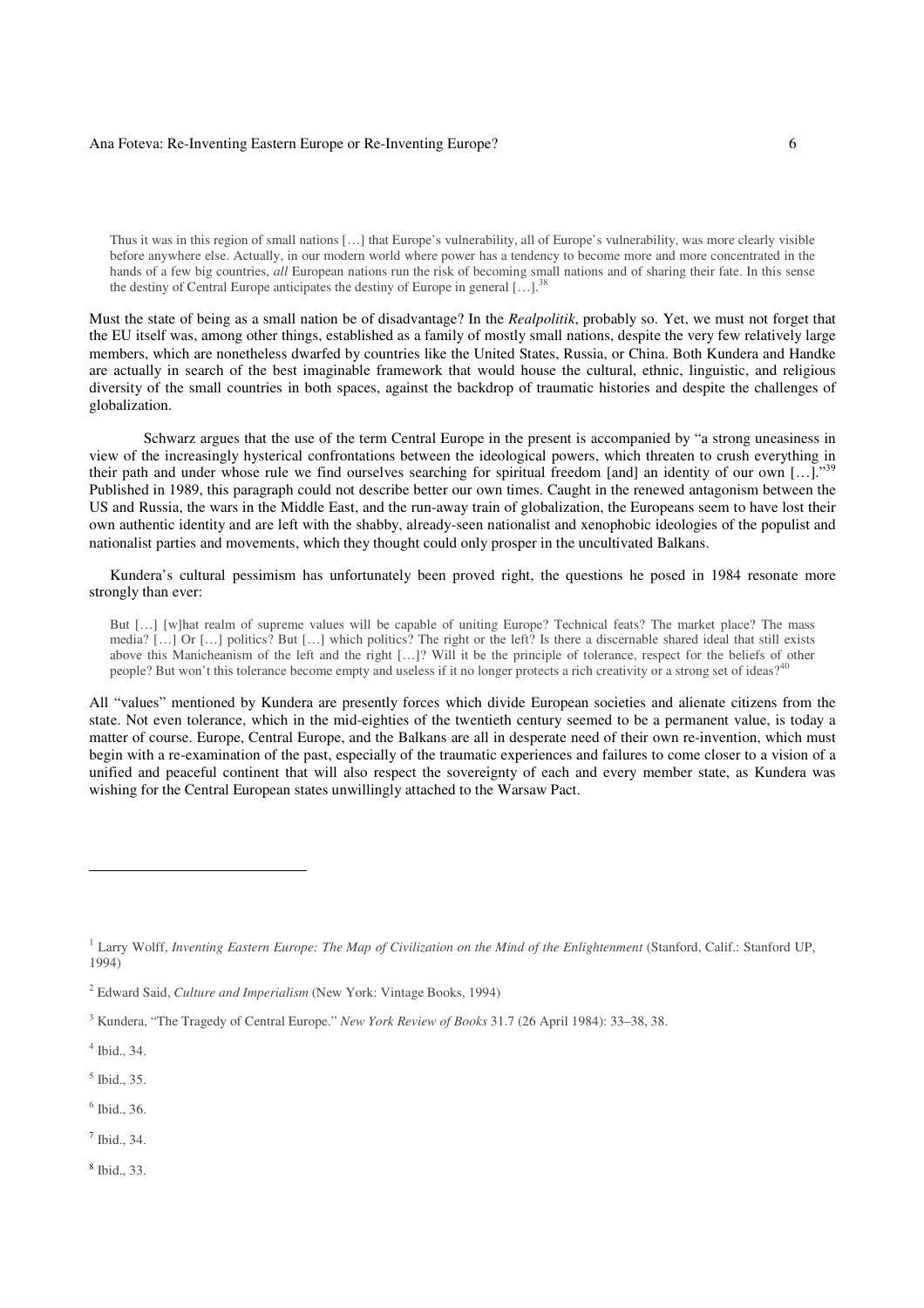> Thus it was in this region of small nations […] that Europe's vulnerability, all of Europe's vulnerability, was more clearly visible before anywhere else. Actually, in our modern world where power has a tendency to become more and more concentrated in the hands of a few big countries, *all* European nations run the risk of becoming small nations and of sharing their fate. In this sense the destiny of Central Europe anticipates the destiny of Europe in general […].[38]

Must the state of being as a small nation be of disadvantage? In the *Realpolitik*, probably so. Yet, we must not forget that the EU itself was, among other things, established as a family of mostly small nations, despite the very few relatively large members, which are nonetheless dwarfed by countries like the United States, Russia, or China. Both Kundera and Handke are actually in search of the best imaginable framework that would house the cultural, ethnic, linguistic, and religious diversity of the small countries in both spaces, against the backdrop of traumatic histories and despite the challenges of globalization.

Schwarz argues that the use of the term Central Europe in the present is accompanied by "a strong uneasiness in view of the increasingly hysterical confrontations between the ideological powers, which threaten to crush everything in their path and under whose rule we find ourselves searching for spiritual freedom [and] an identity of our own […]."[39] Published in 1989, this paragraph could not describe better our own times. Caught in the renewed antagonism between the US and Russia, the wars in the Middle East, and the run-away train of globalization, the Europeans seem to have lost their own authentic identity and are left with the shabby, already-seen nationalist and xenophobic ideologies of the populist and nationalist parties and movements, which they thought could only prosper in the uncultivated Balkans.

Kundera's cultural pessimism has unfortunately been proved right, the questions he posed in 1984 resonate more strongly than ever:

> But […] [w]hat realm of supreme values will be capable of uniting Europe? Technical feats? The market place? The mass media? […] Or […] politics? But […] which politics? The right or the left? Is there a discernable shared ideal that still exists above this Manicheanism of the left and the right […]? Will it be the principle of tolerance, respect for the beliefs of other people? But won't this tolerance become empty and useless if it no longer protects a rich creativity or a strong set of ideas?[40]

All "values" mentioned by Kundera are presently forces which divide European societies and alienate citizens from the state. Not even tolerance, which in the mid-eighties of the twentieth century seemed to be a permanent value, is today a matter of course. Europe, Central Europe, and the Balkans are all in desperate need of their own re-invention, which must begin with a re-examination of the past, especially of the traumatic experiences and failures to come closer to a vision of a unified and peaceful continent that will also respect the sovereignty of each and every member state, as Kundera was wishing for the Central European states unwillingly attached to the Warsaw Pact.

---

[1] Larry Wolff, *Inventing Eastern Europe: The Map of Civilization on the Mind of the Enlightenment* (Stanford, Calif.: Stanford UP, 1994)

[2] Edward Said, *Culture and Imperialism* (New York: Vintage Books, 1994)

[3] Kundera, "The Tragedy of Central Europe." *New York Review of Books* 31.7 (26 April 1984): 33–38, 38.

[4] Ibid., 34.

[5] Ibid., 35.

[6] Ibid., 36.

[7] Ibid., 34.

[8] Ibid., 33.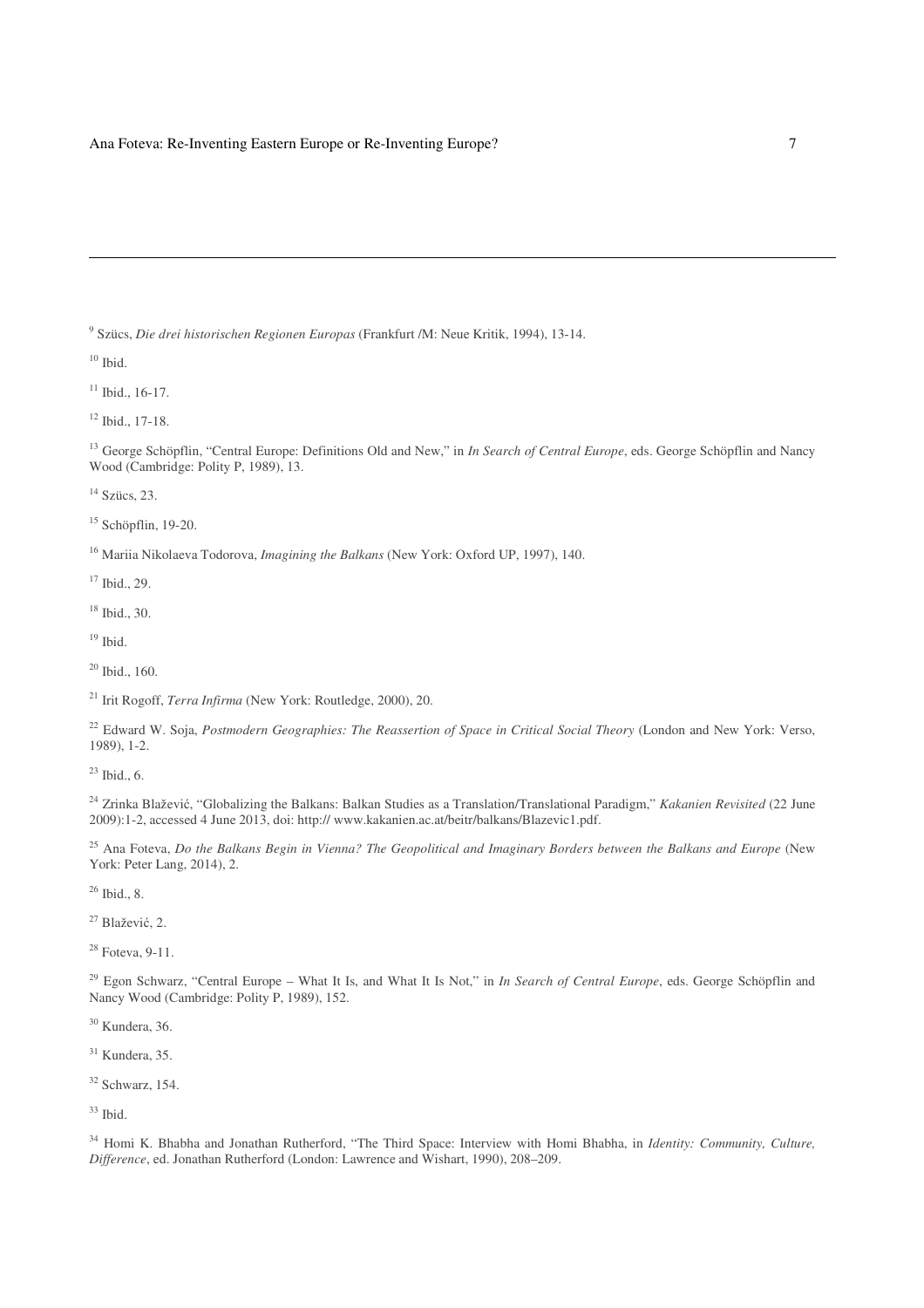[9] Szücs, *Die drei historischen Regionen Europas* (Frankfurt /M: Neue Kritik, 1994), 13-14.

[10] Ibid.

[11] Ibid., 16-17.

[12] Ibid., 17-18.

[13] George Schöpflin, "Central Europe: Definitions Old and New," in *In Search of Central Europe*, eds. George Schöpflin and Nancy Wood (Cambridge: Polity P, 1989), 13.

[14] Szücs, 23.

[15] Schöpflin, 19-20.

[16] Mariia Nikolaeva Todorova, *Imagining the Balkans* (New York: Oxford UP, 1997), 140.

[17] Ibid., 29.

[18] Ibid., 30.

[19] Ibid.

[20] Ibid., 160.

[21] Irit Rogoff, *Terra Infirma* (New York: Routledge, 2000), 20.

[22] Edward W. Soja, *Postmodern Geographies: The Reassertion of Space in Critical Social Theory* (London and New York: Verso, 1989), 1-2.

[23] Ibid., 6.

[24] Zrinka Blažević, "Globalizing the Balkans: Balkan Studies as a Translation/Translational Paradigm," *Kakanien Revisited* (22 June 2009):1-2, accessed 4 June 2013, doi: http:// www.kakanien.ac.at/beitr/balkans/Blazevic1.pdf.

[25] Ana Foteva, *Do the Balkans Begin in Vienna? The Geopolitical and Imaginary Borders between the Balkans and Europe* (New York: Peter Lang, 2014), 2.

[26] Ibid., 8.

[27] Blažević, 2.

[28] Foteva, 9-11.

[29] Egon Schwarz, "Central Europe – What It Is, and What It Is Not," in *In Search of Central Europe*, eds. George Schöpflin and Nancy Wood (Cambridge: Polity P, 1989), 152.

[30] Kundera, 36.

[31] Kundera, 35.

[32] Schwarz, 154.

[33] Ibid.

[34] Homi K. Bhabha and Jonathan Rutherford, "The Third Space: Interview with Homi Bhabha, in *Identity: Community, Culture, Difference*, ed. Jonathan Rutherford (London: Lawrence and Wishart, 1990), 208–209.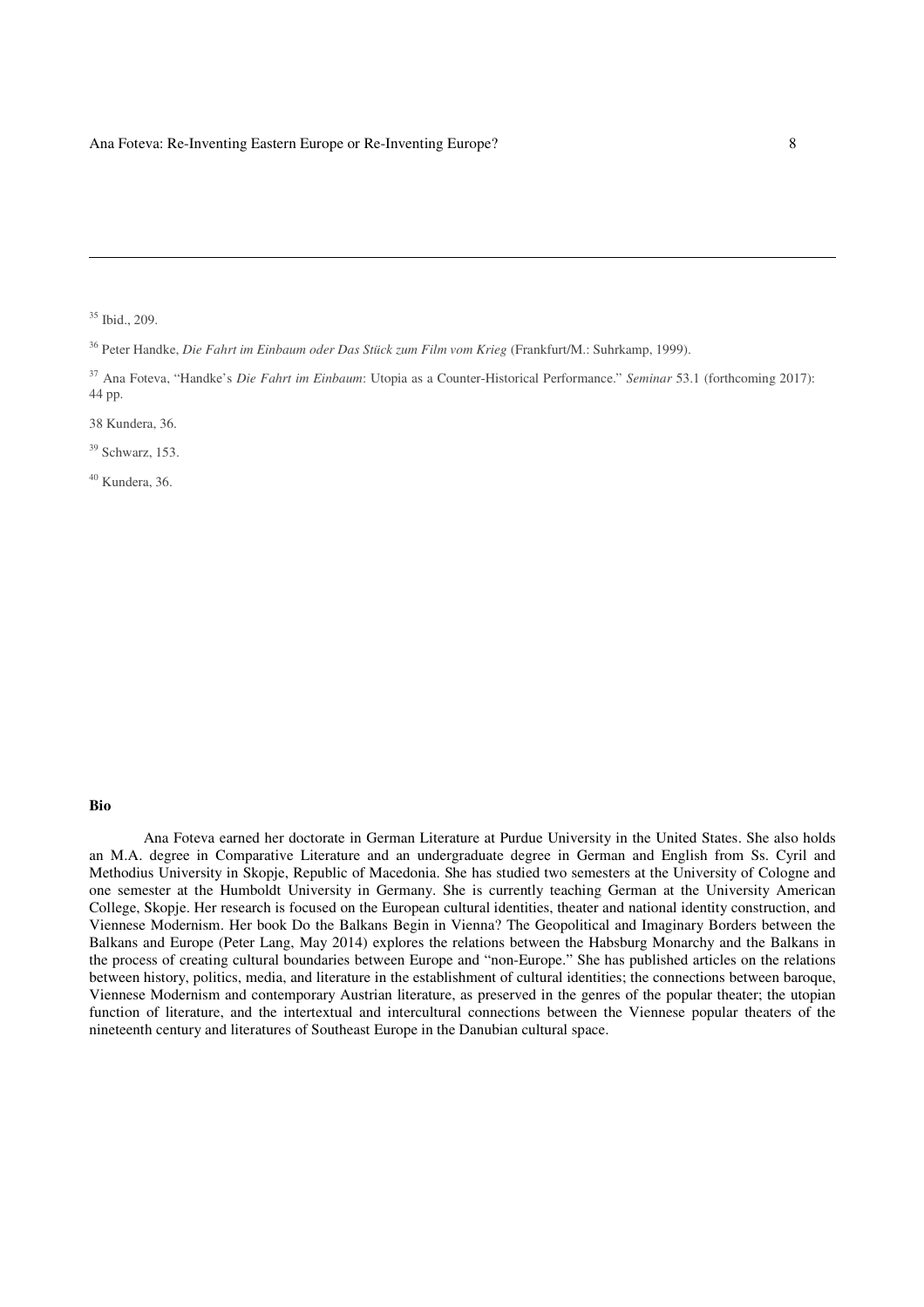[35] Ibid., 209.

[36] Peter Handke, *Die Fahrt im Einbaum oder Das Stück zum Film vom Krieg* (Frankfurt/M.: Suhrkamp, 1999).

[37] Ana Foteva, "Handke's *Die Fahrt im Einbaum*: Utopia as a Counter-Historical Performance." *Seminar* 53.1 (forthcoming 2017): 44 pp.

38 Kundera, 36.

[39] Schwarz, 153.

[40] Kundera, 36.

**Bio**

Ana Foteva earned her doctorate in German Literature at Purdue University in the United States. She also holds an M.A. degree in Comparative Literature and an undergraduate degree in German and English from Ss. Cyril and Methodius University in Skopje, Republic of Macedonia. She has studied two semesters at the University of Cologne and one semester at the Humboldt University in Germany. She is currently teaching German at the University American College, Skopje. Her research is focused on the European cultural identities, theater and national identity construction, and Viennese Modernism. Her book Do the Balkans Begin in Vienna? The Geopolitical and Imaginary Borders between the Balkans and Europe (Peter Lang, May 2014) explores the relations between the Habsburg Monarchy and the Balkans in the process of creating cultural boundaries between Europe and "non-Europe." She has published articles on the relations between history, politics, media, and literature in the establishment of cultural identities; the connections between baroque, Viennese Modernism and contemporary Austrian literature, as preserved in the genres of the popular theater; the utopian function of literature, and the intertextual and intercultural connections between the Viennese popular theaters of the nineteenth century and literatures of Southeast Europe in the Danubian cultural space.